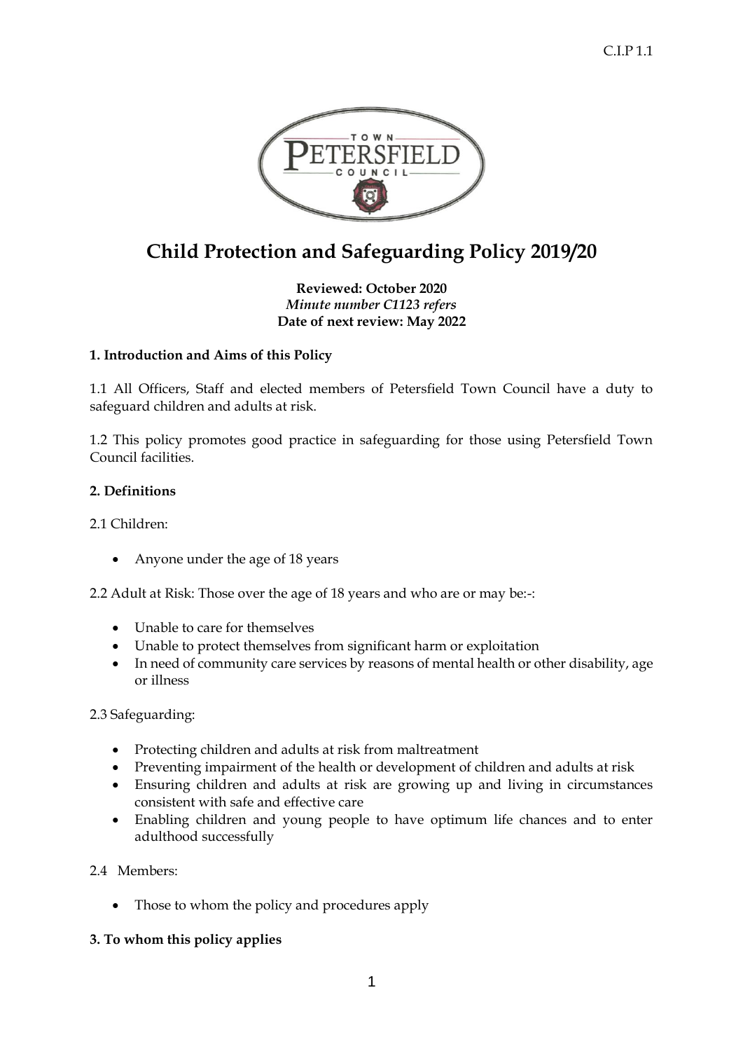# Child Protection and Safeguarding Policy 2019/20

**Reviewed: October 2020**
*Minute number C1123 refers*
**Date of next review: May 2022**

### 1. Introduction and Aims of this Policy

1.1 All Officers, Staff and elected members of Petersfield Town Council have a duty to safeguard children and adults at risk.

1.2 This policy promotes good practice in safeguarding for those using Petersfield Town Council facilities.

### 2. Definitions

2.1 Children:

- Anyone under the age of 18 years

2.2 Adult at Risk: Those over the age of 18 years and who are or may be:-:

- Unable to care for themselves
- Unable to protect themselves from significant harm or exploitation
- In need of community care services by reasons of mental health or other disability, age or illness

2.3 Safeguarding:

- Protecting children and adults at risk from maltreatment
- Preventing impairment of the health or development of children and adults at risk
- Ensuring children and adults at risk are growing up and living in circumstances consistent with safe and effective care
- Enabling children and young people to have optimum life chances and to enter adulthood successfully

2.4 Members:

- Those to whom the policy and procedures apply

### 3. To whom this policy applies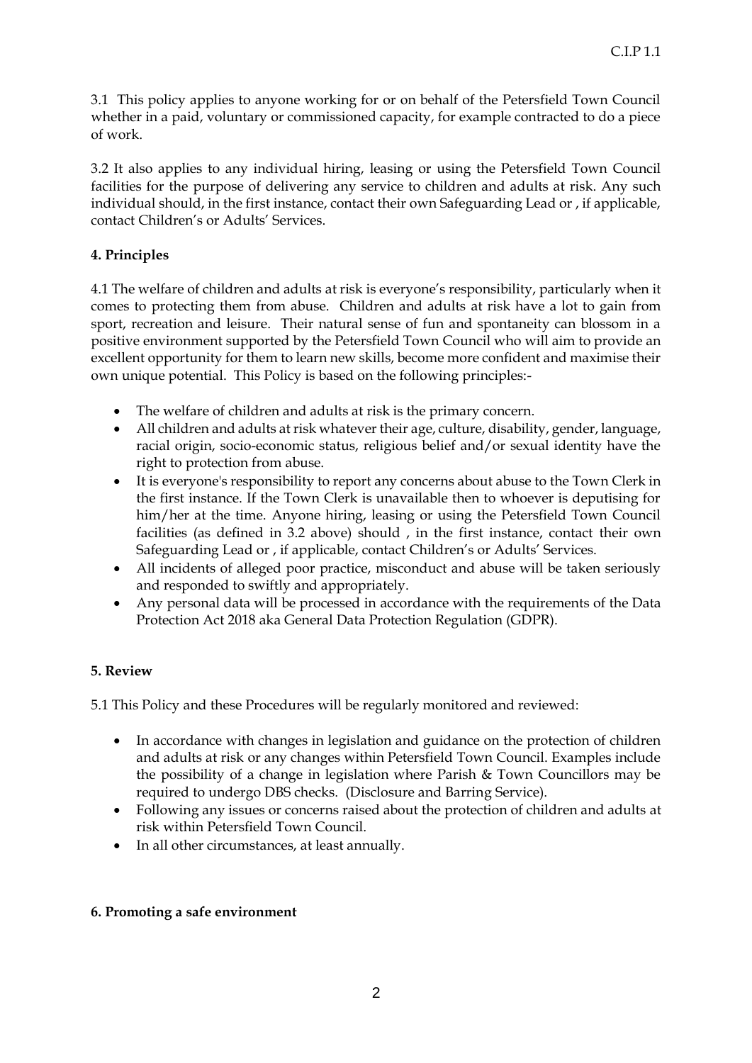3.1 This policy applies to anyone working for or on behalf of the Petersfield Town Council whether in a paid, voluntary or commissioned capacity, for example contracted to do a piece of work.

3.2 It also applies to any individual hiring, leasing or using the Petersfield Town Council facilities for the purpose of delivering any service to children and adults at risk. Any such individual should, in the first instance, contact their own Safeguarding Lead or , if applicable, contact Children's or Adults' Services.

**4. Principles**

4.1 The welfare of children and adults at risk is everyone's responsibility, particularly when it comes to protecting them from abuse. Children and adults at risk have a lot to gain from sport, recreation and leisure. Their natural sense of fun and spontaneity can blossom in a positive environment supported by the Petersfield Town Council who will aim to provide an excellent opportunity for them to learn new skills, become more confident and maximise their own unique potential. This Policy is based on the following principles:-

- The welfare of children and adults at risk is the primary concern.
- All children and adults at risk whatever their age, culture, disability, gender, language, racial origin, socio-economic status, religious belief and/or sexual identity have the right to protection from abuse.
- It is everyone's responsibility to report any concerns about abuse to the Town Clerk in the first instance. If the Town Clerk is unavailable then to whoever is deputising for him/her at the time. Anyone hiring, leasing or using the Petersfield Town Council facilities (as defined in 3.2 above) should , in the first instance, contact their own Safeguarding Lead or , if applicable, contact Children's or Adults' Services.
- All incidents of alleged poor practice, misconduct and abuse will be taken seriously and responded to swiftly and appropriately.
- Any personal data will be processed in accordance with the requirements of the Data Protection Act 2018 aka General Data Protection Regulation (GDPR).

**5. Review**

5.1 This Policy and these Procedures will be regularly monitored and reviewed:

- In accordance with changes in legislation and guidance on the protection of children and adults at risk or any changes within Petersfield Town Council. Examples include the possibility of a change in legislation where Parish & Town Councillors may be required to undergo DBS checks. (Disclosure and Barring Service).
- Following any issues or concerns raised about the protection of children and adults at risk within Petersfield Town Council.
- In all other circumstances, at least annually.

**6. Promoting a safe environment**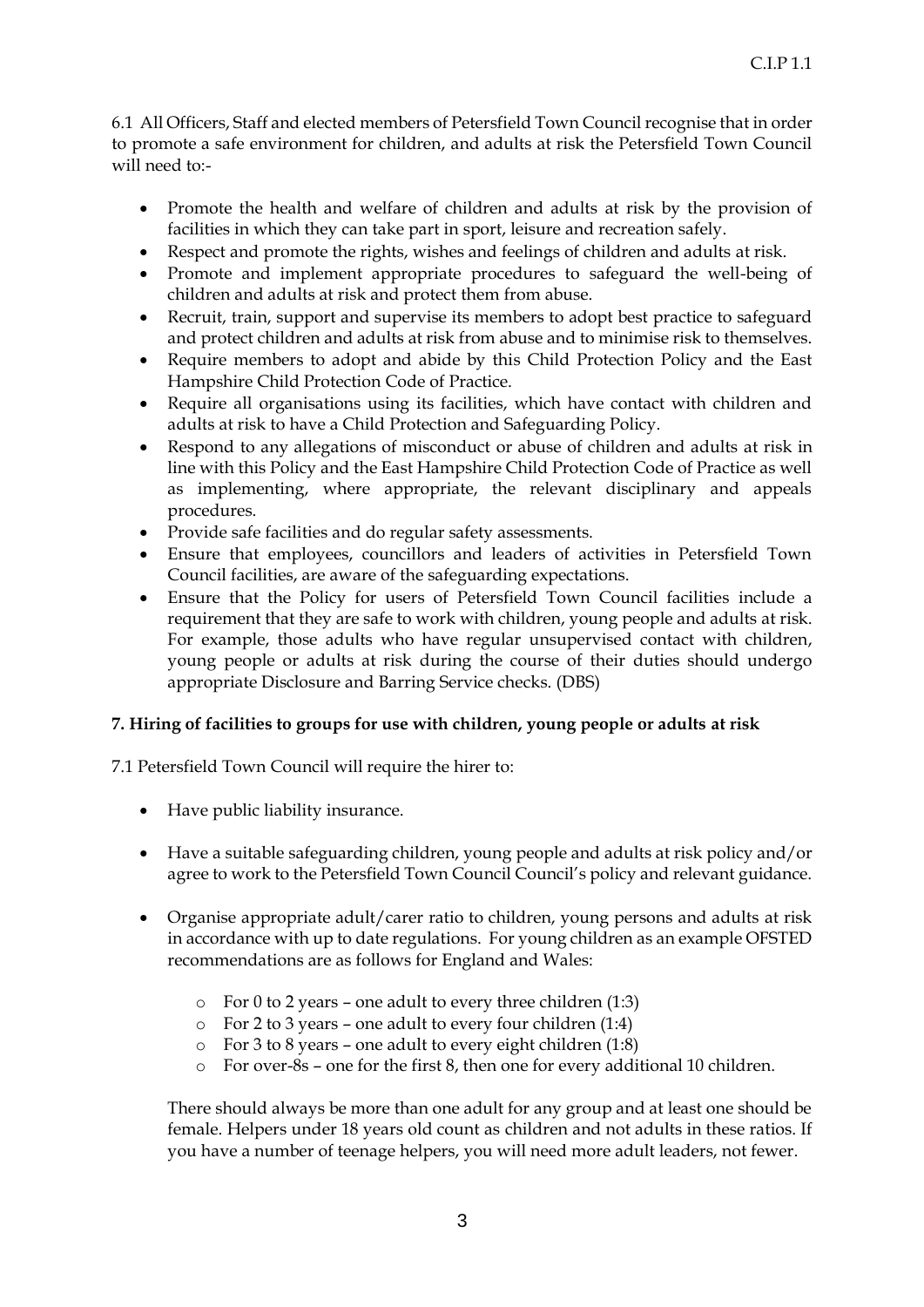6.1 All Officers, Staff and elected members of Petersfield Town Council recognise that in order to promote a safe environment for children, and adults at risk the Petersfield Town Council will need to:-

- Promote the health and welfare of children and adults at risk by the provision of facilities in which they can take part in sport, leisure and recreation safely.
- Respect and promote the rights, wishes and feelings of children and adults at risk.
- Promote and implement appropriate procedures to safeguard the well-being of children and adults at risk and protect them from abuse.
- Recruit, train, support and supervise its members to adopt best practice to safeguard and protect children and adults at risk from abuse and to minimise risk to themselves.
- Require members to adopt and abide by this Child Protection Policy and the East Hampshire Child Protection Code of Practice.
- Require all organisations using its facilities, which have contact with children and adults at risk to have a Child Protection and Safeguarding Policy.
- Respond to any allegations of misconduct or abuse of children and adults at risk in line with this Policy and the East Hampshire Child Protection Code of Practice as well as implementing, where appropriate, the relevant disciplinary and appeals procedures.
- Provide safe facilities and do regular safety assessments.
- Ensure that employees, councillors and leaders of activities in Petersfield Town Council facilities, are aware of the safeguarding expectations.
- Ensure that the Policy for users of Petersfield Town Council facilities include a requirement that they are safe to work with children, young people and adults at risk. For example, those adults who have regular unsupervised contact with children, young people or adults at risk during the course of their duties should undergo appropriate Disclosure and Barring Service checks. (DBS)

**7. Hiring of facilities to groups for use with children, young people or adults at risk**

7.1 Petersfield Town Council will require the hirer to:

- Have public liability insurance.
- Have a suitable safeguarding children, young people and adults at risk policy and/or agree to work to the Petersfield Town Council Council's policy and relevant guidance.
- Organise appropriate adult/carer ratio to children, young persons and adults at risk in accordance with up to date regulations. For young children as an example OFSTED recommendations are as follows for England and Wales:
  - For 0 to 2 years – one adult to every three children (1:3)
  - For 2 to 3 years – one adult to every four children (1:4)
  - For 3 to 8 years – one adult to every eight children (1:8)
  - For over-8s – one for the first 8, then one for every additional 10 children.

  There should always be more than one adult for any group and at least one should be female. Helpers under 18 years old count as children and not adults in these ratios. If you have a number of teenage helpers, you will need more adult leaders, not fewer.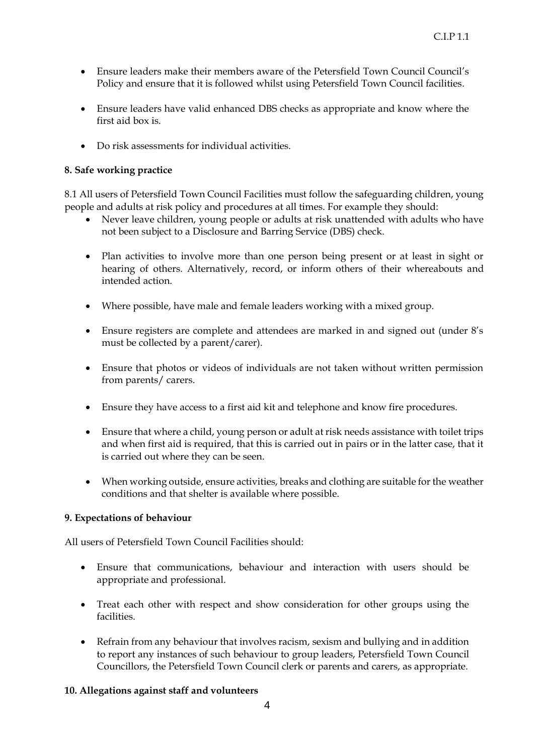- Ensure leaders make their members aware of the Petersfield Town Council Council's Policy and ensure that it is followed whilst using Petersfield Town Council facilities.

- Ensure leaders have valid enhanced DBS checks as appropriate and know where the first aid box is.

- Do risk assessments for individual activities.

**8. Safe working practice**

8.1 All users of Petersfield Town Council Facilities must follow the safeguarding children, young people and adults at risk policy and procedures at all times. For example they should:

- Never leave children, young people or adults at risk unattended with adults who have not been subject to a Disclosure and Barring Service (DBS) check.

- Plan activities to involve more than one person being present or at least in sight or hearing of others. Alternatively, record, or inform others of their whereabouts and intended action.

- Where possible, have male and female leaders working with a mixed group.

- Ensure registers are complete and attendees are marked in and signed out (under 8's must be collected by a parent/carer).

- Ensure that photos or videos of individuals are not taken without written permission from parents/ carers.

- Ensure they have access to a first aid kit and telephone and know fire procedures.

- Ensure that where a child, young person or adult at risk needs assistance with toilet trips and when first aid is required, that this is carried out in pairs or in the latter case, that it is carried out where they can be seen.

- When working outside, ensure activities, breaks and clothing are suitable for the weather conditions and that shelter is available where possible.

**9. Expectations of behaviour**

All users of Petersfield Town Council Facilities should:

- Ensure that communications, behaviour and interaction with users should be appropriate and professional.

- Treat each other with respect and show consideration for other groups using the facilities.

- Refrain from any behaviour that involves racism, sexism and bullying and in addition to report any instances of such behaviour to group leaders, Petersfield Town Council Councillors, the Petersfield Town Council clerk or parents and carers, as appropriate.

**10. Allegations against staff and volunteers**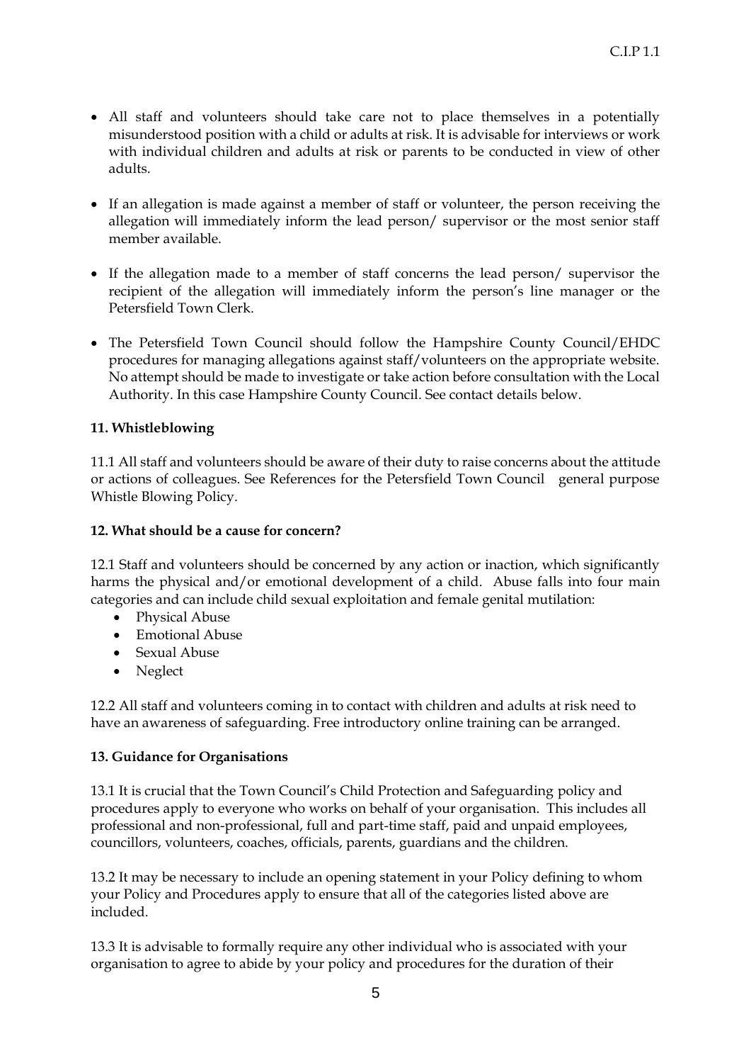- All staff and volunteers should take care not to place themselves in a potentially misunderstood position with a child or adults at risk. It is advisable for interviews or work with individual children and adults at risk or parents to be conducted in view of other adults.

- If an allegation is made against a member of staff or volunteer, the person receiving the allegation will immediately inform the lead person/ supervisor or the most senior staff member available.

- If the allegation made to a member of staff concerns the lead person/ supervisor the recipient of the allegation will immediately inform the person's line manager or the Petersfield Town Clerk.

- The Petersfield Town Council should follow the Hampshire County Council/EHDC procedures for managing allegations against staff/volunteers on the appropriate website. No attempt should be made to investigate or take action before consultation with the Local Authority. In this case Hampshire County Council. See contact details below.

**11. Whistleblowing**

11.1 All staff and volunteers should be aware of their duty to raise concerns about the attitude or actions of colleagues. See References for the Petersfield Town Council general purpose Whistle Blowing Policy.

**12. What should be a cause for concern?**

12.1 Staff and volunteers should be concerned by any action or inaction, which significantly harms the physical and/or emotional development of a child. Abuse falls into four main categories and can include child sexual exploitation and female genital mutilation:

- Physical Abuse
- Emotional Abuse
- Sexual Abuse
- Neglect

12.2 All staff and volunteers coming in to contact with children and adults at risk need to have an awareness of safeguarding. Free introductory online training can be arranged.

**13. Guidance for Organisations**

13.1 It is crucial that the Town Council's Child Protection and Safeguarding policy and procedures apply to everyone who works on behalf of your organisation. This includes all professional and non-professional, full and part-time staff, paid and unpaid employees, councillors, volunteers, coaches, officials, parents, guardians and the children.

13.2 It may be necessary to include an opening statement in your Policy defining to whom your Policy and Procedures apply to ensure that all of the categories listed above are included.

13.3 It is advisable to formally require any other individual who is associated with your organisation to agree to abide by your policy and procedures for the duration of their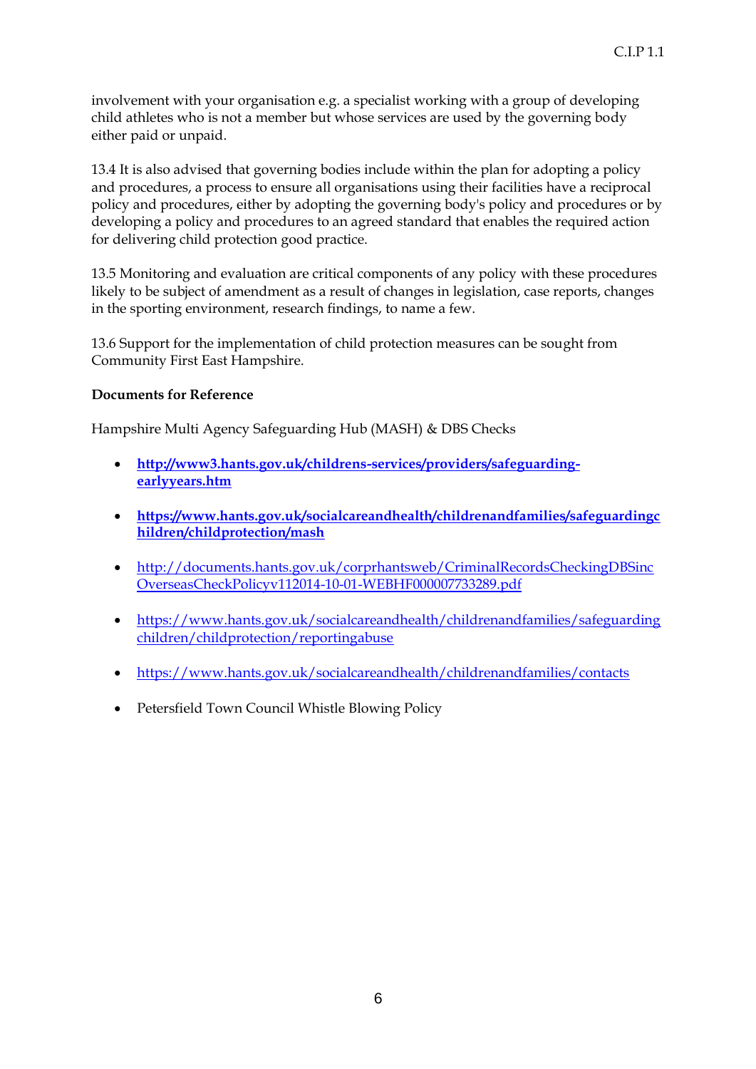involvement with your organisation e.g. a specialist working with a group of developing child athletes who is not a member but whose services are used by the governing body either paid or unpaid.

13.4 It is also advised that governing bodies include within the plan for adopting a policy and procedures, a process to ensure all organisations using their facilities have a reciprocal policy and procedures, either by adopting the governing body's policy and procedures or by developing a policy and procedures to an agreed standard that enables the required action for delivering child protection good practice.

13.5 Monitoring and evaluation are critical components of any policy with these procedures likely to be subject of amendment as a result of changes in legislation, case reports, changes in the sporting environment, research findings, to name a few.

13.6 Support for the implementation of child protection measures can be sought from Community First East Hampshire.

**Documents for Reference**

Hampshire Multi Agency Safeguarding Hub (MASH) & DBS Checks

- **http://www3.hants.gov.uk/childrens-services/providers/safeguarding-earlyyears.htm**
- **https://www.hants.gov.uk/socialcareandhealth/childrenandfamilies/safeguardingchildren/childprotection/mash**
- http://documents.hants.gov.uk/corprhantsweb/CriminalRecordsCheckingDBSincOverseasCheckPolicyv112014-10-01-WEBHF000007733289.pdf
- https://www.hants.gov.uk/socialcareandhealth/childrenandfamilies/safeguardingchildren/childprotection/reportingabuse
- https://www.hants.gov.uk/socialcareandhealth/childrenandfamilies/contacts
- Petersfield Town Council Whistle Blowing Policy